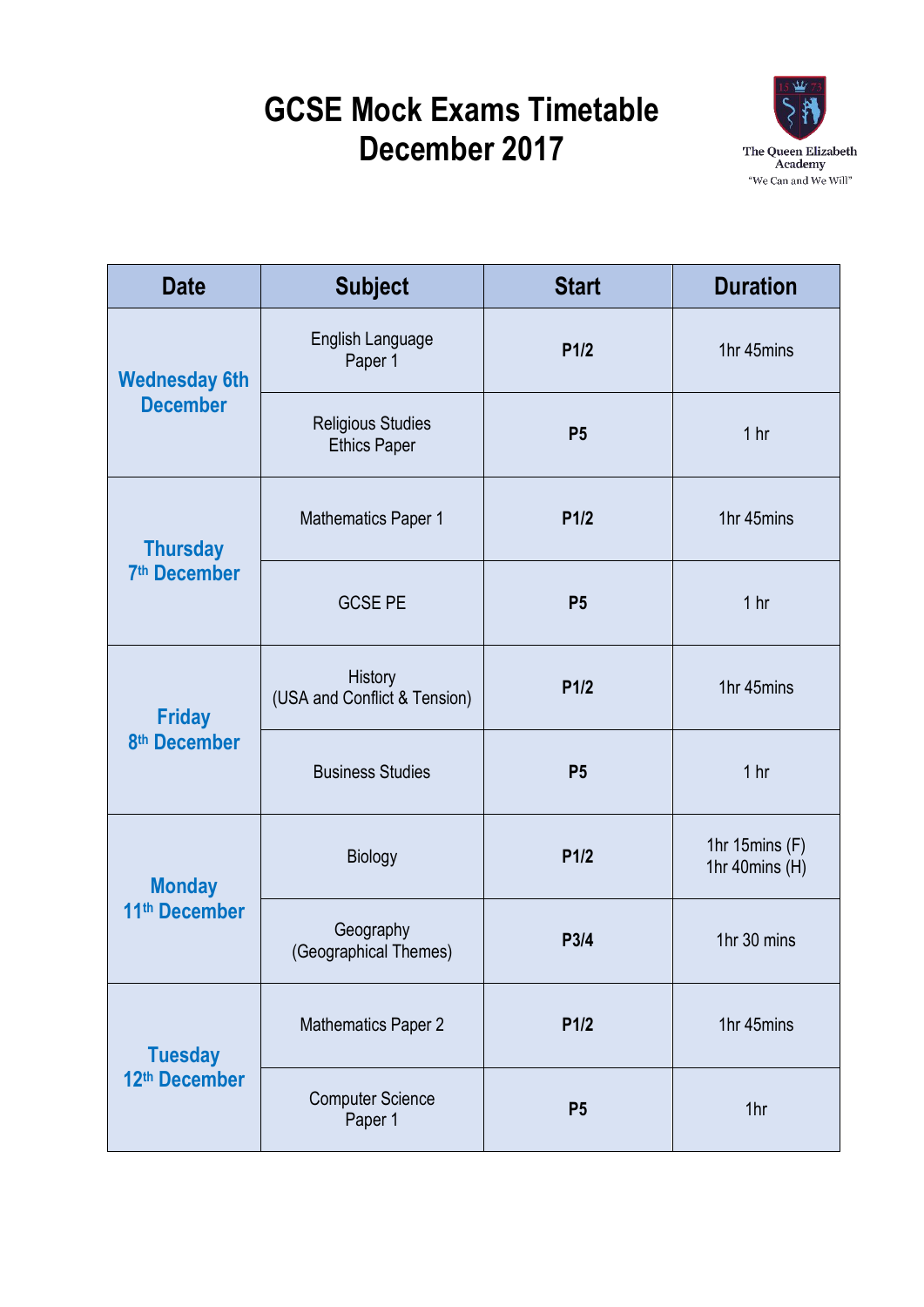# GCSE Mock Exams Timetable
# December 2017

The Queen Elizabeth Academy
"We Can and We Will"

| Date | Subject | Start | Duration |
|---|---|---|---|
| Wednesday 6th December | English Language Paper 1 | **P1/2** | 1hr 45mins |
| | Religious Studies Ethics Paper | **P5** | 1 hr |
| Thursday 7th December | Mathematics Paper 1 | **P1/2** | 1hr 45mins |
| | GCSE PE | **P5** | 1 hr |
| Friday 8th December | History (USA and Conflict & Tension) | **P1/2** | 1hr 45mins |
| | Business Studies | **P5** | 1 hr |
| Monday 11th December | Biology | **P1/2** | 1hr 15mins (F)<br>1hr 40mins (H) |
| | Geography (Geographical Themes) | **P3/4** | 1hr 30 mins |
| Tuesday 12th December | Mathematics Paper 2 | **P1/2** | 1hr 45mins |
| | Computer Science Paper 1 | **P5** | 1hr |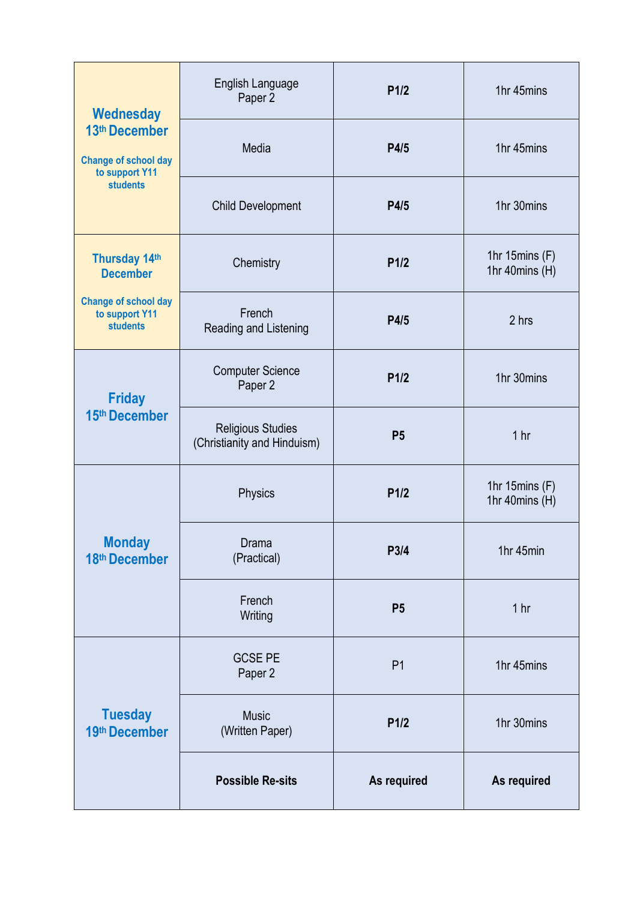| | | | |
|---|---|---|---|
| **Wednesday 13th December** Change of school day to support Y11 students | English Language Paper 2 | **P1/2** | 1hr 45mins |
| | Media | **P4/5** | 1hr 45mins |
| | Child Development | **P4/5** | 1hr 30mins |
| **Thursday 14th December** Change of school day to support Y11 students | Chemistry | **P1/2** | 1hr 15mins (F) 1hr 40mins (H) |
| | French Reading and Listening | **P4/5** | 2 hrs |
| **Friday 15th December** | Computer Science Paper 2 | **P1/2** | 1hr 30mins |
| | Religious Studies (Christianity and Hinduism) | **P5** | 1 hr |
| **Monday 18th December** | Physics | **P1/2** | 1hr 15mins (F) 1hr 40mins (H) |
| | Drama (Practical) | **P3/4** | 1hr 45min |
| | French Writing | **P5** | 1 hr |
| **Tuesday 19th December** | GCSE PE Paper 2 | P1 | 1hr 45mins |
| | Music (Written Paper) | **P1/2** | 1hr 30mins |
| | **Possible Re-sits** | **As required** | **As required** |